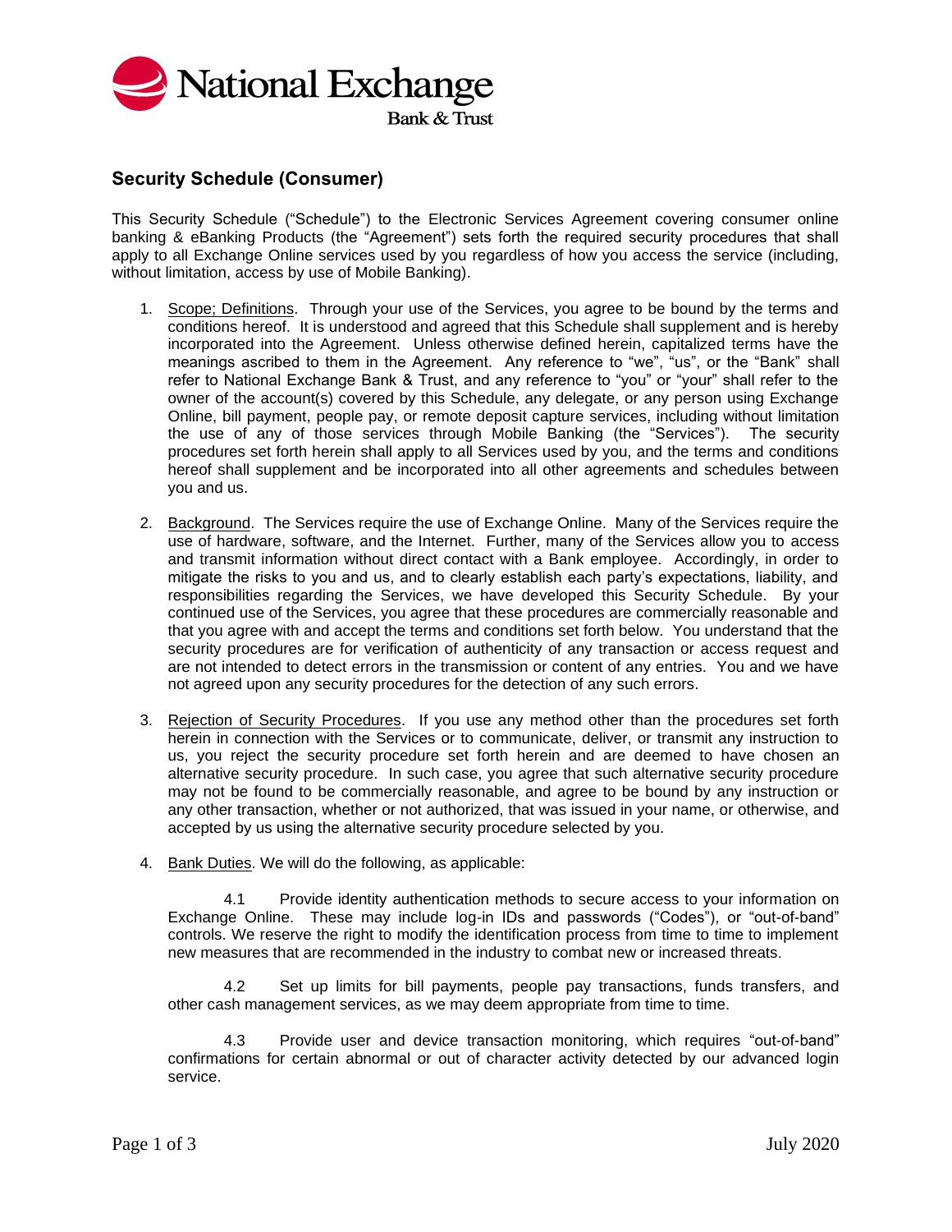National Exchange Bank & Trust

## Security Schedule (Consumer)

This Security Schedule ("Schedule") to the Electronic Services Agreement covering consumer online banking & eBanking Products (the "Agreement") sets forth the required security procedures that shall apply to all Exchange Online services used by you regardless of how you access the service (including, without limitation, access by use of Mobile Banking).

1. Scope; Definitions. Through your use of the Services, you agree to be bound by the terms and conditions hereof. It is understood and agreed that this Schedule shall supplement and is hereby incorporated into the Agreement. Unless otherwise defined herein, capitalized terms have the meanings ascribed to them in the Agreement. Any reference to "we", "us", or the "Bank" shall refer to National Exchange Bank & Trust, and any reference to "you" or "your" shall refer to the owner of the account(s) covered by this Schedule, any delegate, or any person using Exchange Online, bill payment, people pay, or remote deposit capture services, including without limitation the use of any of those services through Mobile Banking (the "Services"). The security procedures set forth herein shall apply to all Services used by you, and the terms and conditions hereof shall supplement and be incorporated into all other agreements and schedules between you and us.

2. Background. The Services require the use of Exchange Online. Many of the Services require the use of hardware, software, and the Internet. Further, many of the Services allow you to access and transmit information without direct contact with a Bank employee. Accordingly, in order to mitigate the risks to you and us, and to clearly establish each party's expectations, liability, and responsibilities regarding the Services, we have developed this Security Schedule. By your continued use of the Services, you agree that these procedures are commercially reasonable and that you agree with and accept the terms and conditions set forth below. You understand that the security procedures are for verification of authenticity of any transaction or access request and are not intended to detect errors in the transmission or content of any entries. You and we have not agreed upon any security procedures for the detection of any such errors.

3. Rejection of Security Procedures. If you use any method other than the procedures set forth herein in connection with the Services or to communicate, deliver, or transmit any instruction to us, you reject the security procedure set forth herein and are deemed to have chosen an alternative security procedure. In such case, you agree that such alternative security procedure may not be found to be commercially reasonable, and agree to be bound by any instruction or any other transaction, whether or not authorized, that was issued in your name, or otherwise, and accepted by us using the alternative security procedure selected by you.

4. Bank Duties. We will do the following, as applicable:

   4.1 Provide identity authentication methods to secure access to your information on Exchange Online. These may include log-in IDs and passwords ("Codes"), or "out-of-band" controls. We reserve the right to modify the identification process from time to time to implement new measures that are recommended in the industry to combat new or increased threats.

   4.2 Set up limits for bill payments, people pay transactions, funds transfers, and other cash management services, as we may deem appropriate from time to time.

   4.3 Provide user and device transaction monitoring, which requires "out-of-band" confirmations for certain abnormal or out of character activity detected by our advanced login service.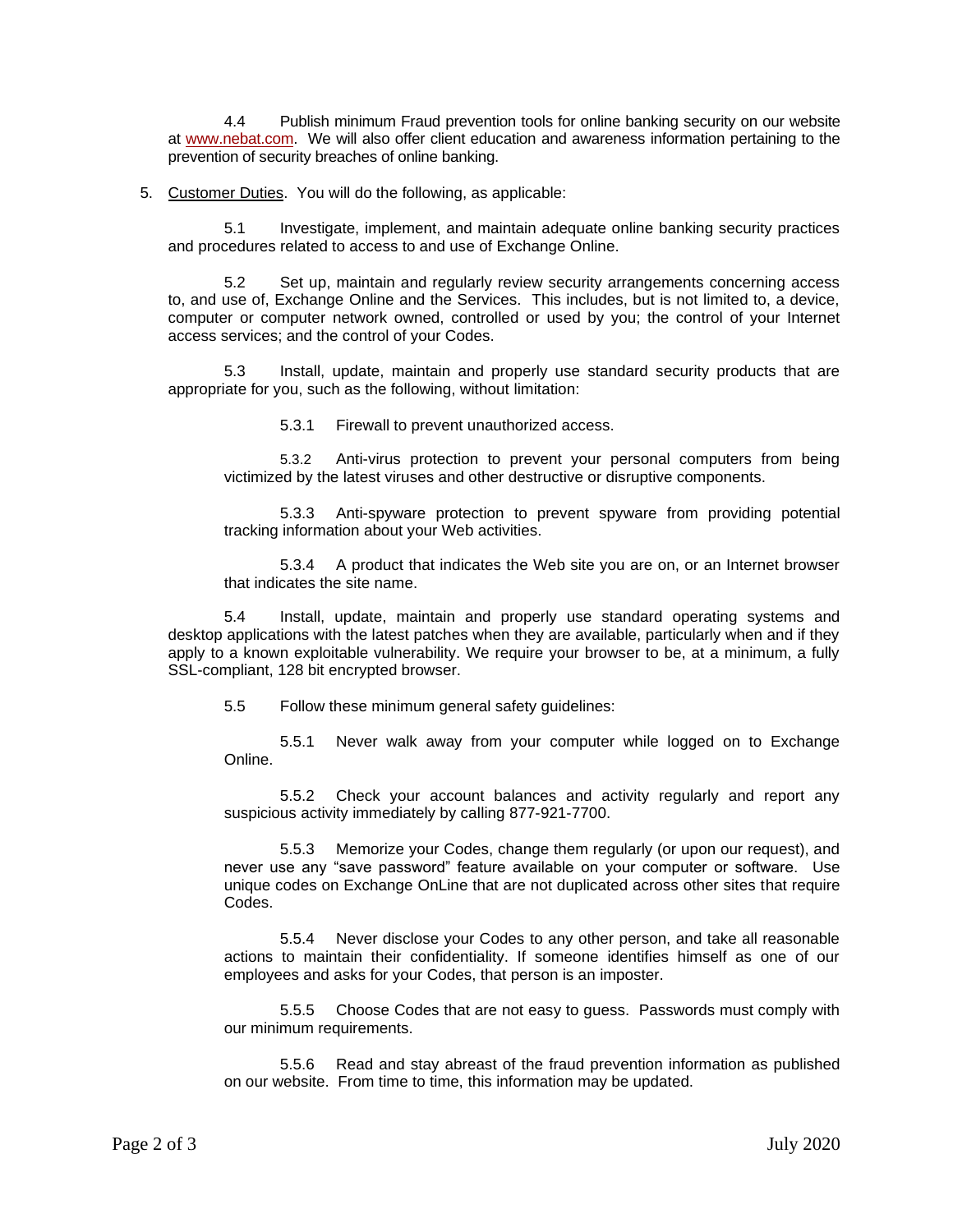4.4 Publish minimum Fraud prevention tools for online banking security on our website at www.nebat.com. We will also offer client education and awareness information pertaining to the prevention of security breaches of online banking.

5. Customer Duties. You will do the following, as applicable:

5.1 Investigate, implement, and maintain adequate online banking security practices and procedures related to access to and use of Exchange Online.

5.2 Set up, maintain and regularly review security arrangements concerning access to, and use of, Exchange Online and the Services. This includes, but is not limited to, a device, computer or computer network owned, controlled or used by you; the control of your Internet access services; and the control of your Codes.

5.3 Install, update, maintain and properly use standard security products that are appropriate for you, such as the following, without limitation:

5.3.1 Firewall to prevent unauthorized access.

5.3.2 Anti-virus protection to prevent your personal computers from being victimized by the latest viruses and other destructive or disruptive components.

5.3.3 Anti-spyware protection to prevent spyware from providing potential tracking information about your Web activities.

5.3.4 A product that indicates the Web site you are on, or an Internet browser that indicates the site name.

5.4 Install, update, maintain and properly use standard operating systems and desktop applications with the latest patches when they are available, particularly when and if they apply to a known exploitable vulnerability. We require your browser to be, at a minimum, a fully SSL-compliant, 128 bit encrypted browser.

5.5 Follow these minimum general safety guidelines:

5.5.1 Never walk away from your computer while logged on to Exchange Online.

5.5.2 Check your account balances and activity regularly and report any suspicious activity immediately by calling 877-921-7700.

5.5.3 Memorize your Codes, change them regularly (or upon our request), and never use any "save password" feature available on your computer or software. Use unique codes on Exchange OnLine that are not duplicated across other sites that require Codes.

5.5.4 Never disclose your Codes to any other person, and take all reasonable actions to maintain their confidentiality. If someone identifies himself as one of our employees and asks for your Codes, that person is an imposter.

5.5.5 Choose Codes that are not easy to guess. Passwords must comply with our minimum requirements.

5.5.6 Read and stay abreast of the fraud prevention information as published on our website. From time to time, this information may be updated.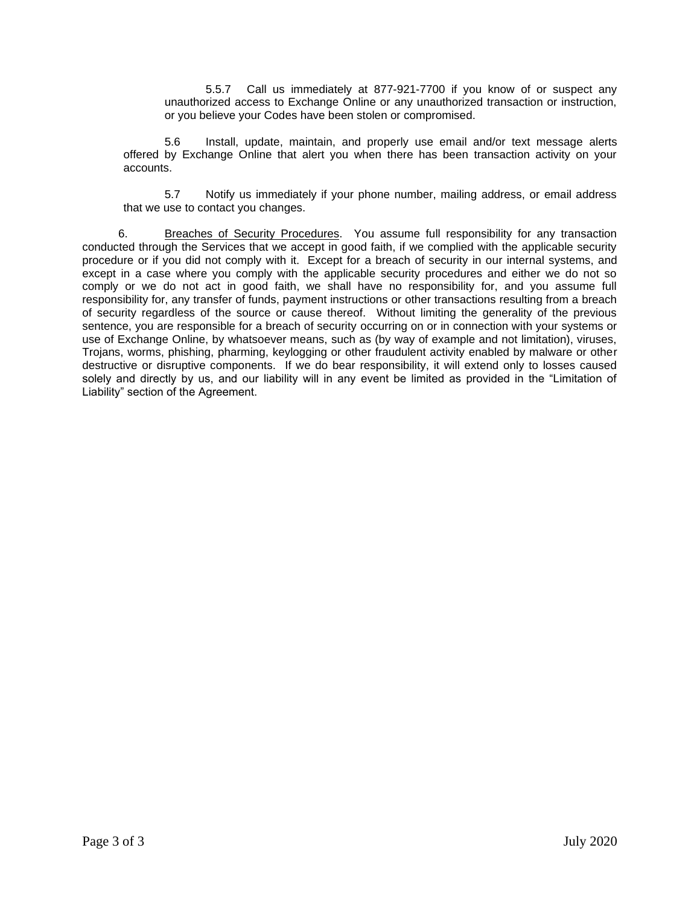5.5.7 Call us immediately at 877-921-7700 if you know of or suspect any unauthorized access to Exchange Online or any unauthorized transaction or instruction, or you believe your Codes have been stolen or compromised.

5.6 Install, update, maintain, and properly use email and/or text message alerts offered by Exchange Online that alert you when there has been transaction activity on your accounts.

5.7 Notify us immediately if your phone number, mailing address, or email address that we use to contact you changes.

6. Breaches of Security Procedures. You assume full responsibility for any transaction conducted through the Services that we accept in good faith, if we complied with the applicable security procedure or if you did not comply with it. Except for a breach of security in our internal systems, and except in a case where you comply with the applicable security procedures and either we do not so comply or we do not act in good faith, we shall have no responsibility for, and you assume full responsibility for, any transfer of funds, payment instructions or other transactions resulting from a breach of security regardless of the source or cause thereof. Without limiting the generality of the previous sentence, you are responsible for a breach of security occurring on or in connection with your systems or use of Exchange Online, by whatsoever means, such as (by way of example and not limitation), viruses, Trojans, worms, phishing, pharming, keylogging or other fraudulent activity enabled by malware or other destructive or disruptive components. If we do bear responsibility, it will extend only to losses caused solely and directly by us, and our liability will in any event be limited as provided in the "Limitation of Liability" section of the Agreement.

July 2020